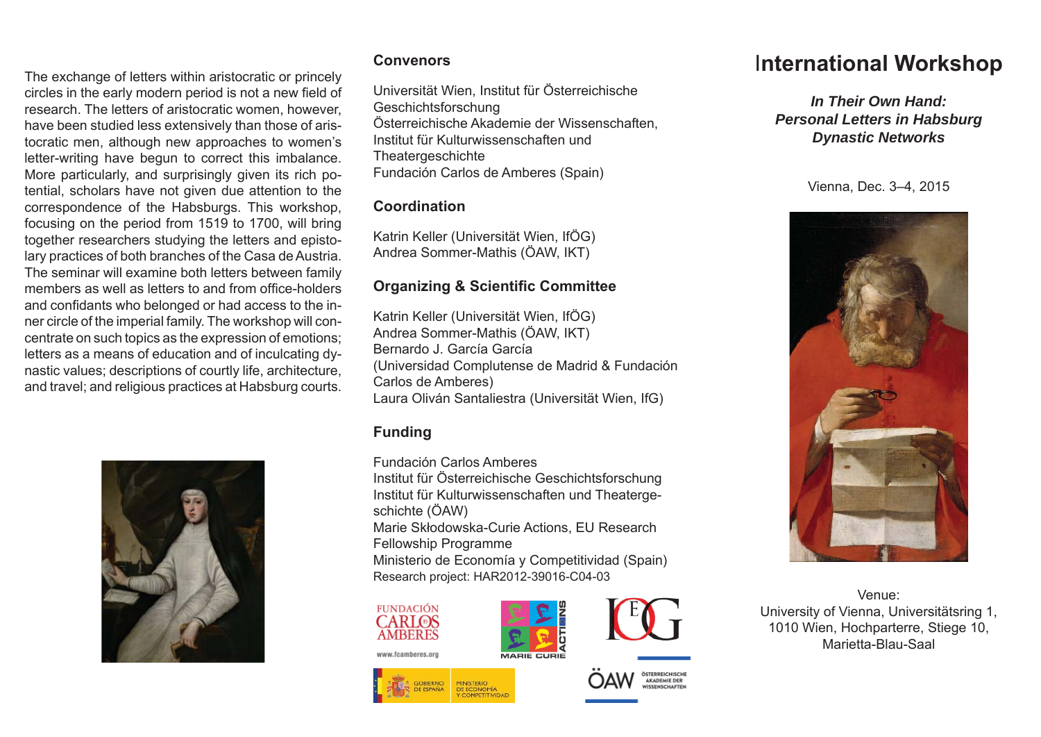The exchange of letters within aristocratic or princely circles in the early modern period is not a new field of research. The letters of aristocratic women, however, have been studied less extensively than those of aristocratic men, although new approaches to women's letter-writing have begun to correct this imbalance. More particularly, and surprisingly given its rich potential, scholars have not given due attention to the correspondence of the Habsburgs. This workshop, focusing on the period from 1519 to 1700, will bring together researchers studying the letters and epistolary practices of both branches of the Casa de Austria. The seminar will examine both letters between family members as well as letters to and from office-holders and confidants who belonged or had access to the inner circle of the imperial family. The workshop will concentrate on such topics as the expression of emotions; letters as a means of education and of inculcating dynastic values; descriptions of courtly life, architecture, and travel; and religious practices at Habsburg courts.

## Convenors

Universität Wien, Institut für Österreichische Geschichtsforschung
Österreichische Akademie der Wissenschaften, Institut für Kulturwissenschaften und Theatergeschichte
Fundación Carlos de Amberes (Spain)

## Coordination

Katrin Keller (Universität Wien, IfÖG)
Andrea Sommer-Mathis (ÖAW, IKT)

## Organizing & Scientific Committee

Katrin Keller (Universität Wien, IfÖG)
Andrea Sommer-Mathis (ÖAW, IKT)
Bernardo J. García García
(Universidad Complutense de Madrid & Fundación Carlos de Amberes)
Laura Oliván Santaliestra (Universität Wien, IfG)

## Funding

Fundación Carlos Amberes
Institut für Österreichische Geschichtsforschung
Institut für Kulturwissenschaften und Theatergeschichte (ÖAW)
Marie Skłodowska-Curie Actions, EU Research Fellowship Programme
Ministerio de Economía y Competitividad (Spain)
Research project: HAR2012-39016-C04-03

FUNDACIÓN CARLOS DE AMBERES
www.fcamberes.org

MARIE CURIE ACTIONS

IÖG

GOBIERNO DE ESPAÑA — MINISTERIO DE ECONOMÍA Y COMPETITIVIDAD

ÖAW ÖSTERREICHISCHE AKADEMIE DER WISSENSCHAFTEN

# International Workshop

***In Their Own Hand: Personal Letters in Habsburg Dynastic Networks***

Vienna, Dec. 3–4, 2015

Venue:
University of Vienna, Universitätsring 1, 1010 Wien, Hochparterre, Stiege 10, Marietta-Blau-Saal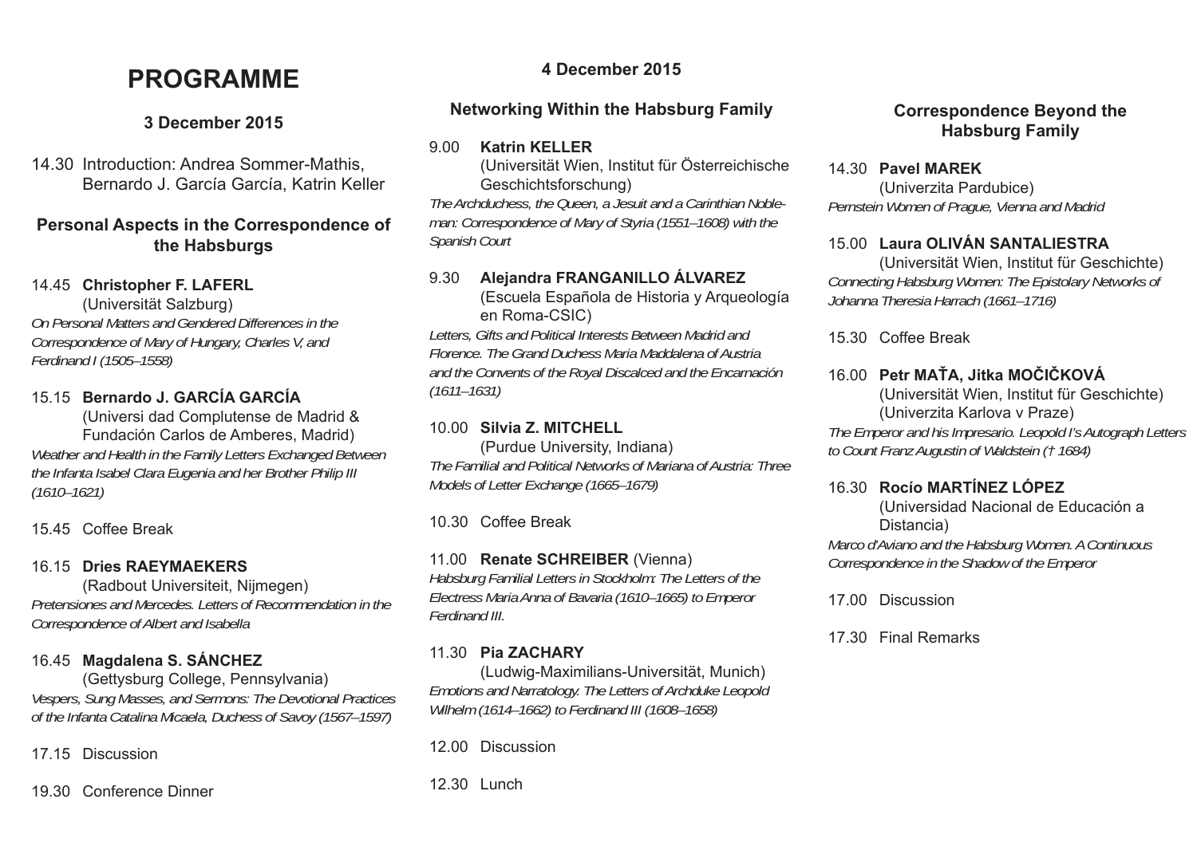# PROGRAMME

## 3 December 2015

14.30 Introduction: Andrea Sommer-Mathis, Bernardo J. García García, Katrin Keller

### Personal Aspects in the Correspondence of the Habsburgs

14.45 **Christopher F. LAFERL**
(Universität Salzburg)
*On Personal Matters and Gendered Differences in the Correspondence of Mary of Hungary, Charles V, and Ferdinand I (1505–1558)*

15.15 **Bernardo J. GARCÍA GARCÍA**
(Universi dad Complutense de Madrid & Fundación Carlos de Amberes, Madrid)
*Weather and Health in the Family Letters Exchanged Between the Infanta Isabel Clara Eugenia and her Brother Philip III (1610–1621)*

15.45 Coffee Break

16.15 **Dries RAEYMAEKERS**
(Radbout Universiteit, Nijmegen)
*Pretensiones and Mercedes. Letters of Recommendation in the Correspondence of Albert and Isabella*

16.45 **Magdalena S. SÁNCHEZ**
(Gettysburg College, Pennsylvania)
*Vespers, Sung Masses, and Sermons: The Devotional Practices of the Infanta Catalina Micaela, Duchess of Savoy (1567–1597)*

17.15 Discussion

19.30 Conference Dinner

## 4 December 2015

### Networking Within the Habsburg Family

9.00 **Katrin KELLER**
(Universität Wien, Institut für Österreichische Geschichtsforschung)
*The Archduchess, the Queen, a Jesuit and a Carinthian Nobleman: Correspondence of Mary of Styria (1551–1608) with the Spanish Court*

9.30 **Alejandra FRANGANILLO ÁLVAREZ**
(Escuela Española de Historia y Arqueología en Roma-CSIC)
*Letters, Gifts and Political Interests Between Madrid and Florence. The Grand Duchess Maria Maddalena of Austria and the Convents of the Royal Discalced and the Encarnación (1611–1631)*

10.00 **Silvia Z. MITCHELL**
(Purdue University, Indiana)
*The Familial and Political Networks of Mariana of Austria: Three Models of Letter Exchange (1665–1679)*

10.30 Coffee Break

11.00 **Renate SCHREIBER** (Vienna)
*Habsburg Familial Letters in Stockholm: The Letters of the Electress Maria Anna of Bavaria (1610–1665) to Emperor Ferdinand III.*

11.30 **Pia ZACHARY**
(Ludwig-Maximilians-Universität, Munich)
*Emotions and Narratology. The Letters of Archduke Leopold Wilhelm (1614–1662) to Ferdinand III (1608–1658)*

12.00 Discussion

12.30 Lunch

### Correspondence Beyond the Habsburg Family

14.30 **Pavel MAREK**
(Univerzita Pardubice)
*Pernstein Women of Prague, Vienna and Madrid*

15.00 **Laura OLIVÁN SANTALIESTRA**
(Universität Wien, Institut für Geschichte)
*Connecting Habsburg Women: The Epistolary Networks of Johanna Theresia Harrach (1661–1716)*

15.30 Coffee Break

16.00 **Petr MAŤA, Jitka MOČIČKOVÁ**
(Universität Wien, Institut für Geschichte)
(Univerzita Karlova v Praze)
*The Emperor and his Impresario. Leopold I's Autograph Letters to Count Franz Augustin of Waldstein († 1684)*

16.30 **Rocío MARTÍNEZ LÓPEZ**
(Universidad Nacional de Educación a Distancia)
*Marco d'Aviano and the Habsburg Women. A Continuous Correspondence in the Shadow of the Emperor*

17.00 Discussion

17.30 Final Remarks